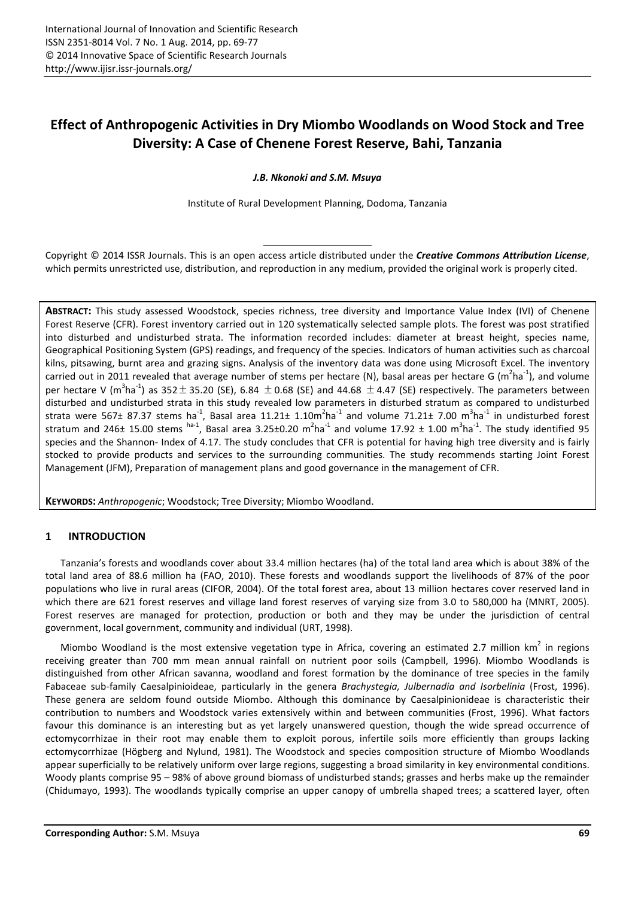# Effect of Anthropogenic Activities in Dry Miombo Woodlands on Wood Stock and Tree Diversity: A Case of Chenene Forest Reserve, Bahi, Tanzania

***J.B. Nkonoki and S.M. Msuya***

Institute of Rural Development Planning, Dodoma, Tanzania

Copyright © 2014 ISSR Journals. This is an open access article distributed under the ***Creative Commons Attribution License***, which permits unrestricted use, distribution, and reproduction in any medium, provided the original work is properly cited.

**ABSTRACT:** This study assessed Woodstock, species richness, tree diversity and Importance Value Index (IVI) of Chenene Forest Reserve (CFR). Forest inventory carried out in 120 systematically selected sample plots. The forest was post stratified into disturbed and undisturbed strata. The information recorded includes: diameter at breast height, species name, Geographical Positioning System (GPS) readings, and frequency of the species. Indicators of human activities such as charcoal kilns, pitsawing, burnt area and grazing signs. Analysis of the inventory data was done using Microsoft Excel. The inventory carried out in 2011 revealed that average number of stems per hectare (N), basal areas per hectare G ($m^2ha^{-1}$), and volume per hectare V ($m^3ha^{-1}$) as $352 \pm 35.20$ (SE), $6.84 \pm 0.68$ (SE) and $44.68 \pm 4.47$ (SE) respectively. The parameters between disturbed and undisturbed strata in this study revealed low parameters in disturbed stratum as compared to undisturbed strata were $567\pm 87.37$ stems $ha^{-1}$, Basal area $11.21\pm 1.10 m^2ha^{-1}$ and volume $71.21\pm 7.00$ $m^3ha^{-1}$ in undisturbed forest stratum and $246\pm 15.00$ stems $^{ha-1}$, Basal area $3.25\pm0.20$ $m^2ha^{-1}$ and volume $17.92 \pm 1.00$ $m^3ha^{-1}$. The study identified 95 species and the Shannon- Index of 4.17. The study concludes that CFR is potential for having high tree diversity and is fairly stocked to provide products and services to the surrounding communities. The study recommends starting Joint Forest Management (JFM), Preparation of management plans and good governance in the management of CFR.

**KEYWORDS:** *Anthropogenic*; Woodstock; Tree Diversity; Miombo Woodland.

## 1 INTRODUCTION

Tanzania's forests and woodlands cover about 33.4 million hectares (ha) of the total land area which is about 38% of the total land area of 88.6 million ha (FAO, 2010). These forests and woodlands support the livelihoods of 87% of the poor populations who live in rural areas (CIFOR, 2004). Of the total forest area, about 13 million hectares cover reserved land in which there are 621 forest reserves and village land forest reserves of varying size from 3.0 to 580,000 ha (MNRT, 2005). Forest reserves are managed for protection, production or both and they may be under the jurisdiction of central government, local government, community and individual (URT, 1998).

Miombo Woodland is the most extensive vegetation type in Africa, covering an estimated 2.7 million $km^2$ in regions receiving greater than 700 mm mean annual rainfall on nutrient poor soils (Campbell, 1996). Miombo Woodlands is distinguished from other African savanna, woodland and forest formation by the dominance of tree species in the family Fabaceae sub-family Caesalpinioideae, particularly in the genera *Brachystegia, Julbernadia and Isorbelinia* (Frost, 1996). These genera are seldom found outside Miombo. Although this dominance by Caesalpinionideae is characteristic their contribution to numbers and Woodstock varies extensively within and between communities (Frost, 1996). What factors favour this dominance is an interesting but as yet largely unanswered question, though the wide spread occurrence of ectomycorrhizae in their root may enable them to exploit porous, infertile soils more efficiently than groups lacking ectomycorrhizae (Högberg and Nylund, 1981). The Woodstock and species composition structure of Miombo Woodlands appear superficially to be relatively uniform over large regions, suggesting a broad similarity in key environmental conditions. Woody plants comprise 95 – 98% of above ground biomass of undisturbed stands; grasses and herbs make up the remainder (Chidumayo, 1993). The woodlands typically comprise an upper canopy of umbrella shaped trees; a scattered layer, often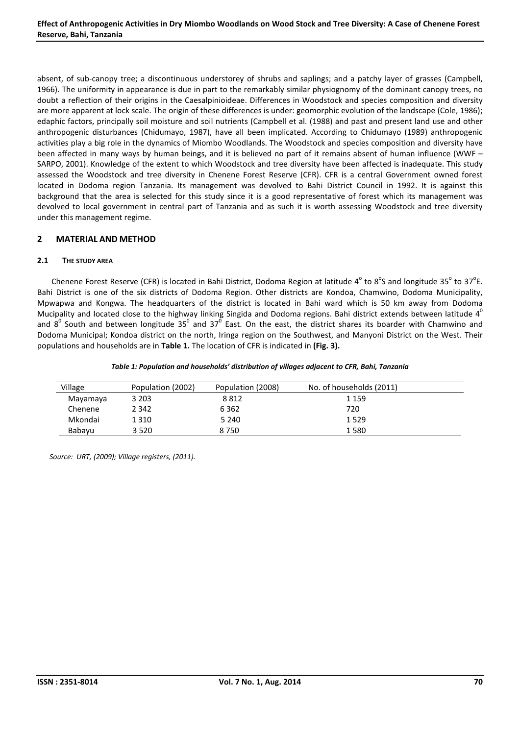absent, of sub-canopy tree; a discontinuous understorey of shrubs and saplings; and a patchy layer of grasses (Campbell, 1966). The uniformity in appearance is due in part to the remarkably similar physiognomy of the dominant canopy trees, no doubt a reflection of their origins in the Caesalpinioideae. Differences in Woodstock and species composition and diversity are more apparent at lock scale. The origin of these differences is under: geomorphic evolution of the landscape (Cole, 1986); edaphic factors, principally soil moisture and soil nutrients (Campbell et al. (1988) and past and present land use and other anthropogenic disturbances (Chidumayo, 1987), have all been implicated. According to Chidumayo (1989) anthropogenic activities play a big role in the dynamics of Miombo Woodlands. The Woodstock and species composition and diversity have been affected in many ways by human beings, and it is believed no part of it remains absent of human influence (WWF – SARPO, 2001). Knowledge of the extent to which Woodstock and tree diversity have been affected is inadequate. This study assessed the Woodstock and tree diversity in Chenene Forest Reserve (CFR). CFR is a central Government owned forest located in Dodoma region Tanzania. Its management was devolved to Bahi District Council in 1992. It is against this background that the area is selected for this study since it is a good representative of forest which its management was devolved to local government in central part of Tanzania and as such it is worth assessing Woodstock and tree diversity under this management regime.

## 2 MATERIAL AND METHOD

### 2.1 THE STUDY AREA

Chenene Forest Reserve (CFR) is located in Bahi District, Dodoma Region at latitude 4° to 8°S and longitude 35° to 37°E. Bahi District is one of the six districts of Dodoma Region. Other districts are Kondoa, Chamwino, Dodoma Municipality, Mpwapwa and Kongwa. The headquarters of the district is located in Bahi ward which is 50 km away from Dodoma Mucipality and located close to the highway linking Singida and Dodoma regions. Bahi district extends between latitude 4⁰ and 8⁰ South and between longitude 35⁰ and 37⁰ East. On the east, the district shares its boarder with Chamwino and Dodoma Municipal; Kondoa district on the north, Iringa region on the Southwest, and Manyoni District on the West. Their populations and households are in **Table 1.** The location of CFR is indicated in **(Fig. 3).**

***Table 1: Population and households' distribution of villages adjacent to CFR, Bahi, Tanzania***

| Village | Population (2002) | Population (2008) | No. of households (2011) |
|---|---|---|---|
| Mayamaya | 3 203 | 8 812 | 1 159 |
| Chenene | 2 342 | 6 362 | 720 |
| Mkondai | 1 310 | 5 240 | 1 529 |
| Babayu | 3 520 | 8 750 | 1 580 |

*Source: URT, (2009); Village registers, (2011).*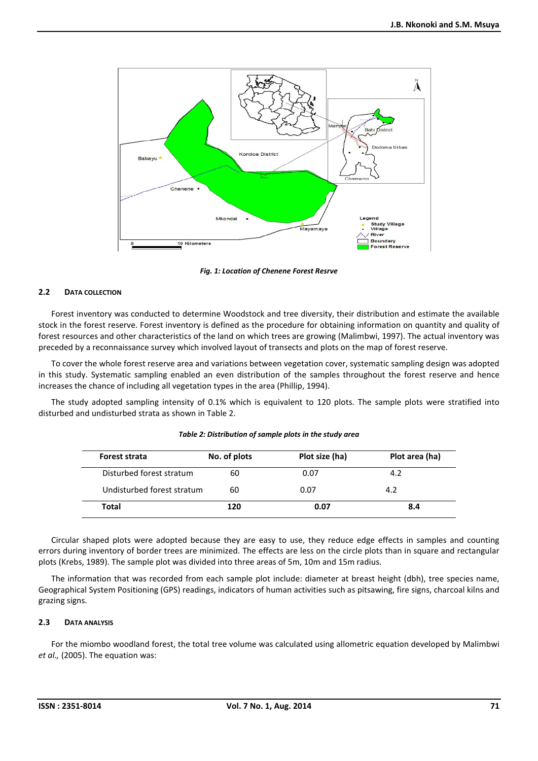*Fig. 1: Location of Chenene Forest Resrve*

### 2.2 DATA COLLECTION

Forest inventory was conducted to determine Woodstock and tree diversity, their distribution and estimate the available stock in the forest reserve. Forest inventory is defined as the procedure for obtaining information on quantity and quality of forest resources and other characteristics of the land on which trees are growing (Malimbwi, 1997). The actual inventory was preceded by a reconnaissance survey which involved layout of transects and plots on the map of forest reserve.

To cover the whole forest reserve area and variations between vegetation cover, systematic sampling design was adopted in this study. Systematic sampling enabled an even distribution of the samples throughout the forest reserve and hence increases the chance of including all vegetation types in the area (Phillip, 1994).

The study adopted sampling intensity of 0.1% which is equivalent to 120 plots. The sample plots were stratified into disturbed and undisturbed strata as shown in Table 2.

*Table 2: Distribution of sample plots in the study area*

| Forest strata | No. of plots | Plot size (ha) | Plot area (ha) |
|---|---|---|---|
| Disturbed forest stratum | 60 | 0.07 | 4.2 |
| Undisturbed forest stratum | 60 | 0.07 | 4.2 |
| **Total** | **120** | **0.07** | **8.4** |

Circular shaped plots were adopted because they are easy to use, they reduce edge effects in samples and counting errors during inventory of border trees are minimized. The effects are less on the circle plots than in square and rectangular plots (Krebs, 1989). The sample plot was divided into three areas of 5m, 10m and 15m radius.

The information that was recorded from each sample plot include: diameter at breast height (dbh), tree species name, Geographical System Positioning (GPS) readings, indicators of human activities such as pitsawing, fire signs, charcoal kilns and grazing signs.

### 2.3 DATA ANALYSIS

For the miombo woodland forest, the total tree volume was calculated using allometric equation developed by Malimbwi *et al.,* (2005). The equation was: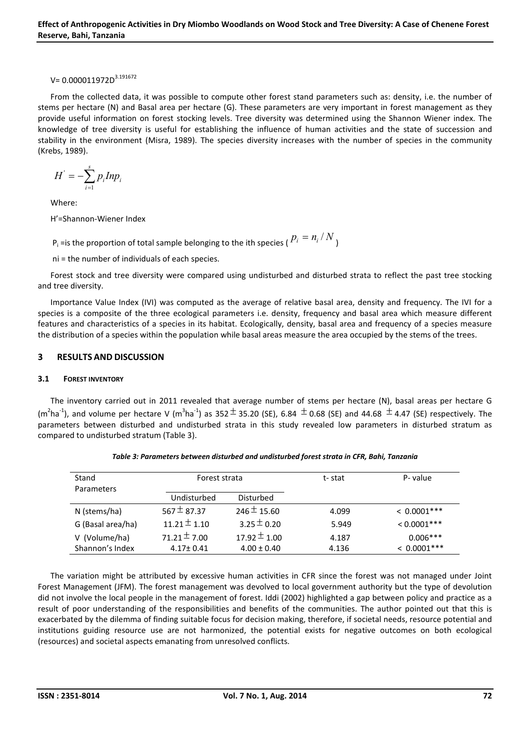$V = 0.000011972D^{3.191672}$

From the collected data, it was possible to compute other forest stand parameters such as: density, i.e. the number of stems per hectare (N) and Basal area per hectare (G). These parameters are very important in forest management as they provide useful information on forest stocking levels. Tree diversity was determined using the Shannon Wiener index. The knowledge of tree diversity is useful for establishing the influence of human activities and the state of succession and stability in the environment (Misra, 1989). The species diversity increases with the number of species in the community (Krebs, 1989).

$$H' = -\sum_{i=1}^{s} p_i Inp_i$$

Where:

H'=Shannon-Wiener Index

$P_i$ =is the proportion of total sample belonging to the ith species ($p_i = n_i / N$)

ni = the number of individuals of each species.

Forest stock and tree diversity were compared using undisturbed and disturbed strata to reflect the past tree stocking and tree diversity.

Importance Value Index (IVI) was computed as the average of relative basal area, density and frequency. The IVI for a species is a composite of the three ecological parameters i.e. density, frequency and basal area which measure different features and characteristics of a species in its habitat. Ecologically, density, basal area and frequency of a species measure the distribution of a species within the population while basal areas measure the area occupied by the stems of the trees.

## 3 RESULTS AND DISCUSSION

### 3.1 FOREST INVENTORY

The inventory carried out in 2011 revealed that average number of stems per hectare (N), basal areas per hectare G ($m^2ha^{-1}$), and volume per hectare V ($m^3ha^{-1}$) as 352 ± 35.20 (SE), 6.84 ± 0.68 (SE) and 44.68 ± 4.47 (SE) respectively. The parameters between disturbed and undisturbed strata in this study revealed low parameters in disturbed stratum as compared to undisturbed stratum (Table 3).

*Table 3: Parameters between disturbed and undisturbed forest strata in CFR, Bahi, Tanzania*

| Stand Parameters | Forest strata | | t- stat | P- value |
|---|---|---|---|---|
| | Undisturbed | Disturbed | | |
| N (stems/ha) | 567 ± 87.37 | 246 ± 15.60 | 4.099 | < 0.0001*** |
| G (Basal area/ha) | 11.21 ± 1.10 | 3.25 ± 0.20 | 5.949 | < 0.0001*** |
| V (Volume/ha) | 71.21 ± 7.00 | 17.92 ± 1.00 | 4.187 | 0.006*** |
| Shannon's Index | 4.17± 0.41 | 4.00 ± 0.40 | 4.136 | < 0.0001*** |

The variation might be attributed by excessive human activities in CFR since the forest was not managed under Joint Forest Management (JFM). The forest management was devolved to local government authority but the type of devolution did not involve the local people in the management of forest. Iddi (2002) highlighted a gap between policy and practice as a result of poor understanding of the responsibilities and benefits of the communities. The author pointed out that this is exacerbated by the dilemma of finding suitable focus for decision making, therefore, if societal needs, resource potential and institutions guiding resource use are not harmonized, the potential exists for negative outcomes on both ecological (resources) and societal aspects emanating from unresolved conflicts.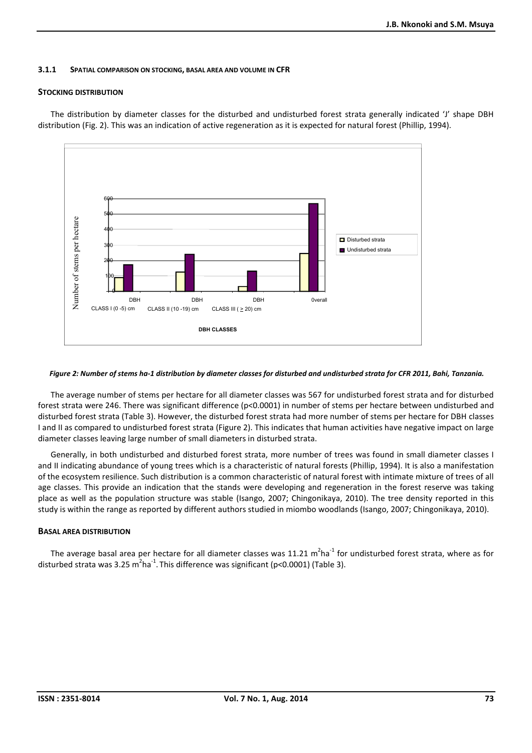### 3.1.1 Spatial comparison on stocking, basal area and volume in CFR

#### Stocking distribution

The distribution by diameter classes for the disturbed and undisturbed forest strata generally indicated 'J' shape DBH distribution (Fig. 2). This was an indication of active regeneration as it is expected for natural forest (Phillip, 1994).

*Figure 2: Number of stems ha-1 distribution by diameter classes for disturbed and undisturbed strata for CFR 2011, Bahi, Tanzania.*

The average number of stems per hectare for all diameter classes was 567 for undisturbed forest strata and for disturbed forest strata were 246. There was significant difference ($p<0.0001$) in number of stems per hectare between undisturbed and disturbed forest strata (Table 3). However, the disturbed forest strata had more number of stems per hectare for DBH classes I and II as compared to undisturbed forest strata (Figure 2). This indicates that human activities have negative impact on large diameter classes leaving large number of small diameters in disturbed strata.

Generally, in both undisturbed and disturbed forest strata, more number of trees was found in small diameter classes I and II indicating abundance of young trees which is a characteristic of natural forests (Phillip, 1994). It is also a manifestation of the ecosystem resilience. Such distribution is a common characteristic of natural forest with intimate mixture of trees of all age classes. This provide an indication that the stands were developing and regeneration in the forest reserve was taking place as well as the population structure was stable (Isango, 2007; Chingonikaya, 2010). The tree density reported in this study is within the range as reported by different authors studied in miombo woodlands (Isango, 2007; Chingonikaya, 2010).

#### Basal area distribution

The average basal area per hectare for all diameter classes was 11.21 $m^2ha^{-1}$ for undisturbed forest strata, where as for disturbed strata was 3.25 $m^2ha^{-1}$. This difference was significant ($p<0.0001$) (Table 3).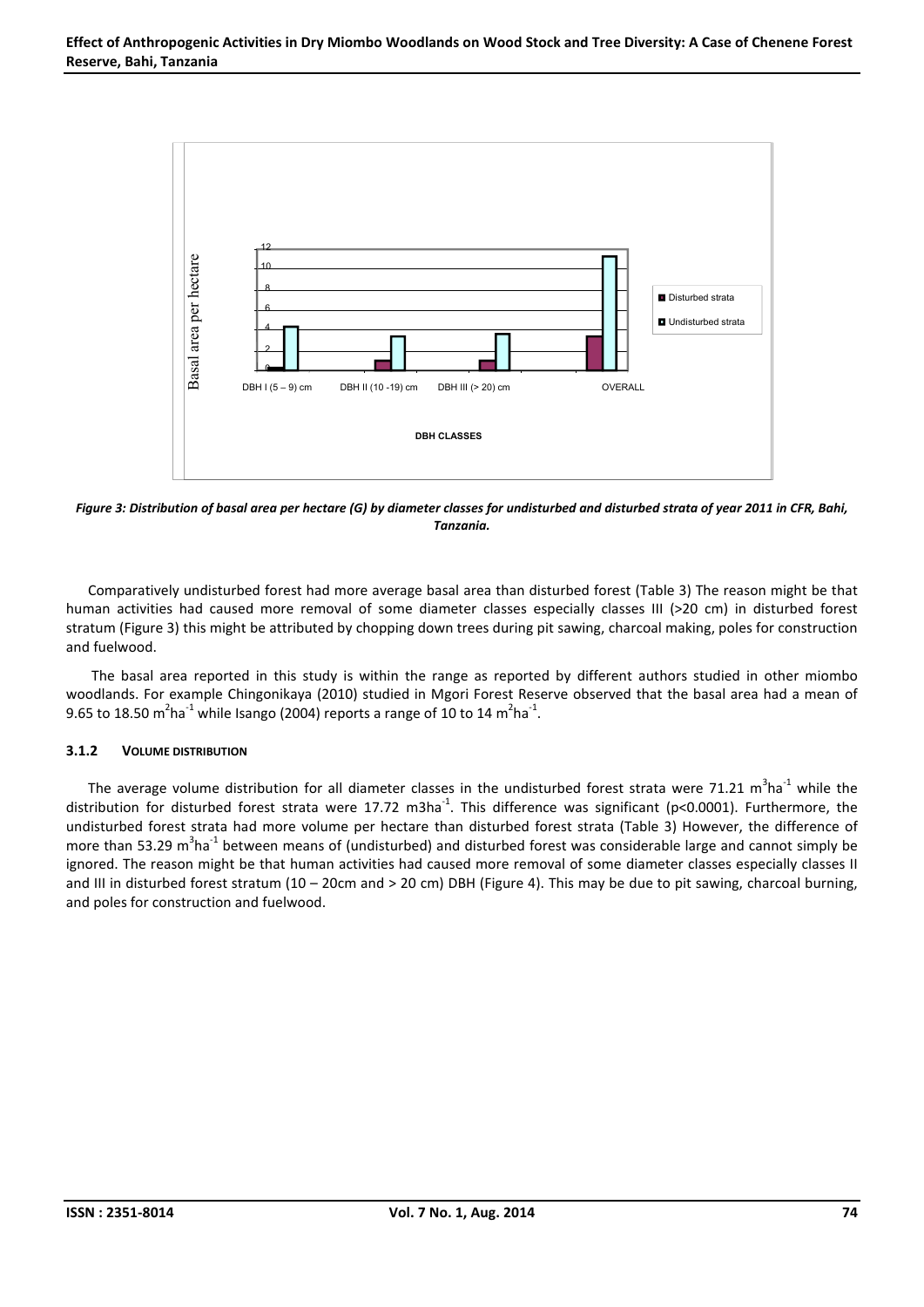Figure 3: Distribution of basal area per hectare (G) by diameter classes for undisturbed and disturbed strata of year 2011 in CFR, Bahi, Tanzania.

Comparatively undisturbed forest had more average basal area than disturbed forest (Table 3) The reason might be that human activities had caused more removal of some diameter classes especially classes III (>20 cm) in disturbed forest stratum (Figure 3) this might be attributed by chopping down trees during pit sawing, charcoal making, poles for construction and fuelwood.

The basal area reported in this study is within the range as reported by different authors studied in other miombo woodlands. For example Chingonikaya (2010) studied in Mgori Forest Reserve observed that the basal area had a mean of 9.65 to 18.50 $m^2ha^{-1}$ while Isango (2004) reports a range of 10 to 14 $m^2ha^{-1}$.

### 3.1.2 VOLUME DISTRIBUTION

The average volume distribution for all diameter classes in the undisturbed forest strata were 71.21 $m^3ha^{-1}$ while the distribution for disturbed forest strata were 17.72 m3ha$^{-1}$. This difference was significant ($p<0.0001$). Furthermore, the undisturbed forest strata had more volume per hectare than disturbed forest strata (Table 3) However, the difference of more than 53.29 $m^3ha^{-1}$ between means of (undisturbed) and disturbed forest was considerable large and cannot simply be ignored. The reason might be that human activities had caused more removal of some diameter classes especially classes II and III in disturbed forest stratum (10 – 20cm and > 20 cm) DBH (Figure 4). This may be due to pit sawing, charcoal burning, and poles for construction and fuelwood.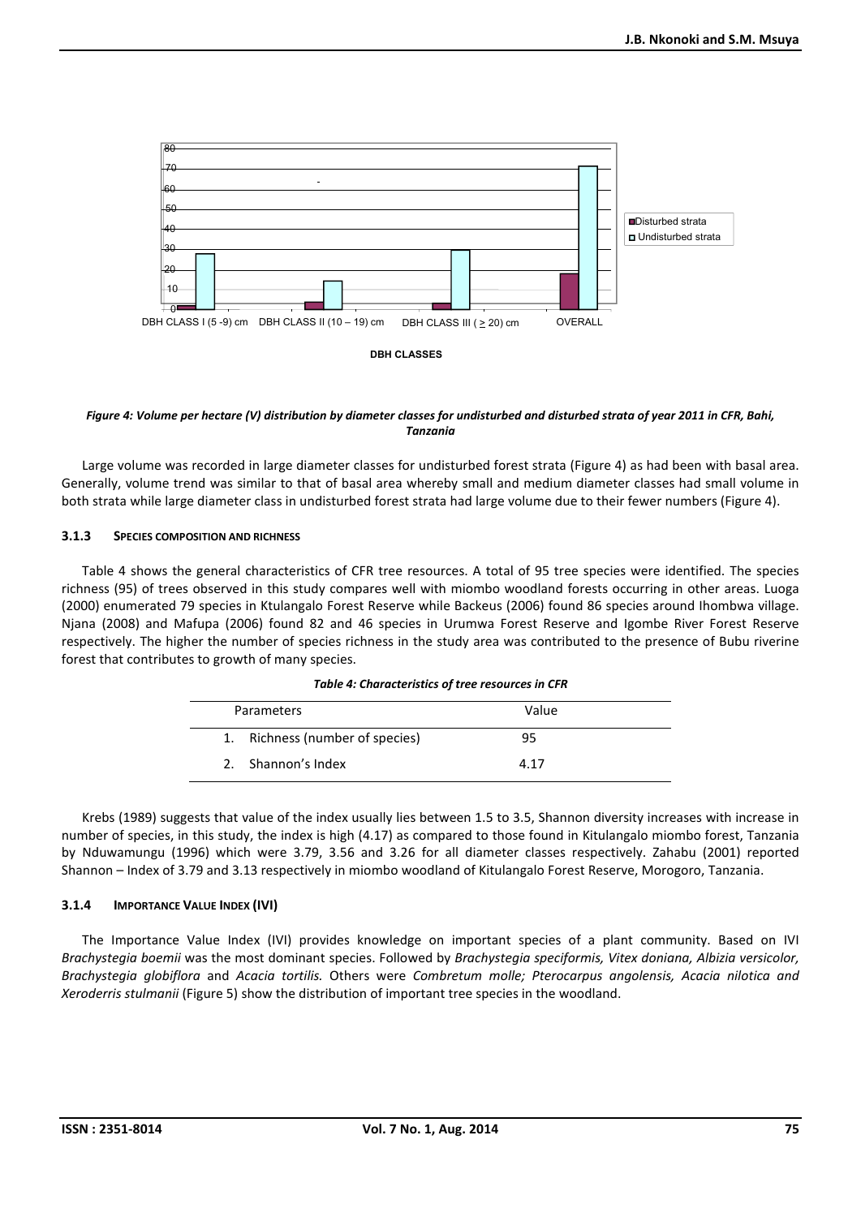Figure 4: Volume per hectare (V) distribution by diameter classes for undisturbed and disturbed strata of year 2011 in CFR, Bahi, Tanzania

Large volume was recorded in large diameter classes for undisturbed forest strata (Figure 4) as had been with basal area. Generally, volume trend was similar to that of basal area whereby small and medium diameter classes had small volume in both strata while large diameter class in undisturbed forest strata had large volume due to their fewer numbers (Figure 4).

### 3.1.3 SPECIES COMPOSITION AND RICHNESS

Table 4 shows the general characteristics of CFR tree resources. A total of 95 tree species were identified. The species richness (95) of trees observed in this study compares well with miombo woodland forests occurring in other areas. Luoga (2000) enumerated 79 species in Ktulangalo Forest Reserve while Backeus (2006) found 86 species around Ihombwa village. Njana (2008) and Mafupa (2006) found 82 and 46 species in Urumwa Forest Reserve and Igombe River Forest Reserve respectively. The higher the number of species richness in the study area was contributed to the presence of Bubu riverine forest that contributes to growth of many species.

*Table 4: Characteristics of tree resources in CFR*

| Parameters | Value |
|---|---|
| 1. Richness (number of species) | 95 |
| 2. Shannon's Index | 4.17 |

Krebs (1989) suggests that value of the index usually lies between 1.5 to 3.5, Shannon diversity increases with increase in number of species, in this study, the index is high (4.17) as compared to those found in Kitulangalo miombo forest, Tanzania by Nduwamungu (1996) which were 3.79, 3.56 and 3.26 for all diameter classes respectively. Zahabu (2001) reported Shannon – Index of 3.79 and 3.13 respectively in miombo woodland of Kitulangalo Forest Reserve, Morogoro, Tanzania.

### 3.1.4 IMPORTANCE VALUE INDEX (IVI)

The Importance Value Index (IVI) provides knowledge on important species of a plant community. Based on IVI *Brachystegia boemii* was the most dominant species. Followed by *Brachystegia speciformis, Vitex doniana, Albizia versicolor, Brachystegia globiflora* and *Acacia tortilis.* Others were *Combretum molle; Pterocarpus angolensis, Acacia nilotica and Xeroderris stulmanii* (Figure 5) show the distribution of important tree species in the woodland.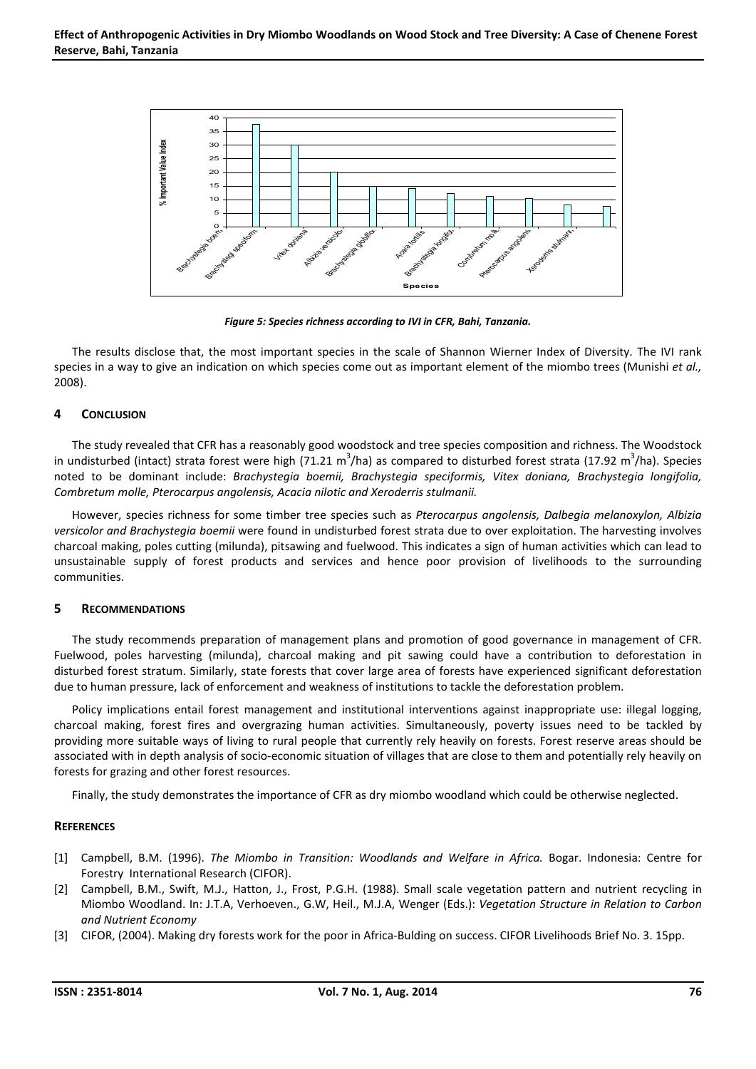Figure 5: Species richness according to IVI in CFR, Bahi, Tanzania.

The results disclose that, the most important species in the scale of Shannon Wierner Index of Diversity. The IVI rank species in a way to give an indication on which species come out as important element of the miombo trees (Munishi *et al.,* 2008).

## 4 CONCLUSION

The study revealed that CFR has a reasonably good woodstock and tree species composition and richness. The Woodstock in undisturbed (intact) strata forest were high (71.21 $m^3$/ha) as compared to disturbed forest strata (17.92 $m^3$/ha). Species noted to be dominant include: *Brachystegia boemii, Brachystegia speciformis, Vitex doniana, Brachystegia longifolia, Combretum molle, Pterocarpus angolensis, Acacia nilotic and Xeroderris stulmanii.*

However, species richness for some timber tree species such as *Pterocarpus angolensis, Dalbegia melanoxylon, Albizia versicolor and Brachystegia boemii* were found in undisturbed forest strata due to over exploitation. The harvesting involves charcoal making, poles cutting (milunda), pitsawing and fuelwood. This indicates a sign of human activities which can lead to unsustainable supply of forest products and services and hence poor provision of livelihoods to the surrounding communities.

## 5 RECOMMENDATIONS

The study recommends preparation of management plans and promotion of good governance in management of CFR. Fuelwood, poles harvesting (milunda), charcoal making and pit sawing could have a contribution to deforestation in disturbed forest stratum. Similarly, state forests that cover large area of forests have experienced significant deforestation due to human pressure, lack of enforcement and weakness of institutions to tackle the deforestation problem.

Policy implications entail forest management and institutional interventions against inappropriate use: illegal logging, charcoal making, forest fires and overgrazing human activities. Simultaneously, poverty issues need to be tackled by providing more suitable ways of living to rural people that currently rely heavily on forests. Forest reserve areas should be associated with in depth analysis of socio-economic situation of villages that are close to them and potentially rely heavily on forests for grazing and other forest resources.

Finally, the study demonstrates the importance of CFR as dry miombo woodland which could be otherwise neglected.

## REFERENCES

[1] Campbell, B.M. (1996). *The Miombo in Transition: Woodlands and Welfare in Africa.* Bogar. Indonesia: Centre for Forestry International Research (CIFOR).

[2] Campbell, B.M., Swift, M.J., Hatton, J., Frost, P.G.H. (1988). Small scale vegetation pattern and nutrient recycling in Miombo Woodland. In: J.T.A, Verhoeven., G.W, Heil., M.J.A, Wenger (Eds.): *Vegetation Structure in Relation to Carbon and Nutrient Economy*

[3] CIFOR, (2004). Making dry forests work for the poor in Africa-Bulding on success. CIFOR Livelihoods Brief No. 3. 15pp.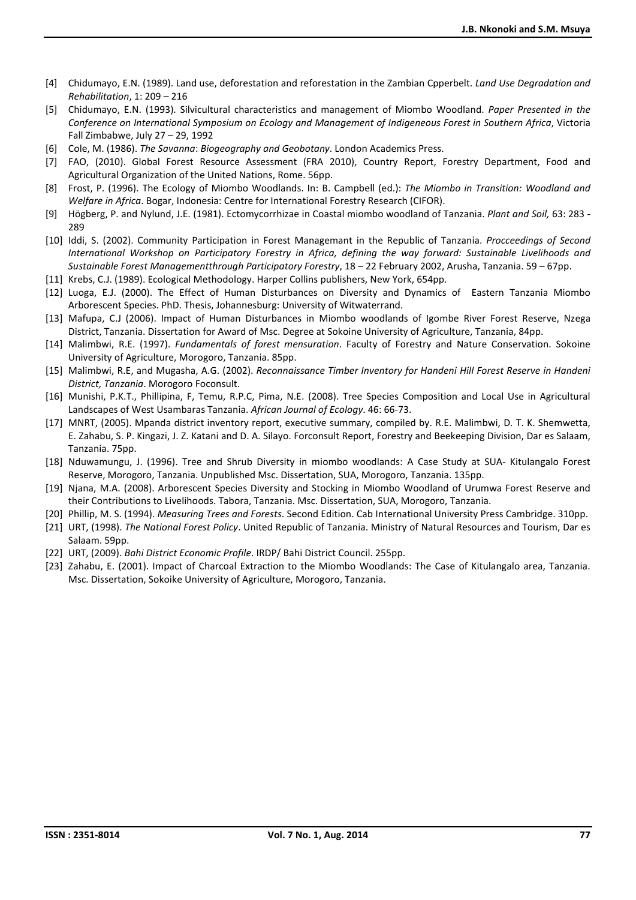- [4] Chidumayo, E.N. (1989). Land use, deforestation and reforestation in the Zambian Cpperbelt. *Land Use Degradation and Rehabilitation*, 1: 209 – 216
- [5] Chidumayo, E.N. (1993). Silvicultural characteristics and management of Miombo Woodland. *Paper Presented in the Conference on International Symposium on Ecology and Management of Indigeneous Forest in Southern Africa*, Victoria Fall Zimbabwe, July 27 – 29, 1992
- [6] Cole, M. (1986). *The Savanna*: *Biogeography and Geobotany*. London Academics Press.
- [7] FAO, (2010). Global Forest Resource Assessment (FRA 2010), Country Report, Forestry Department, Food and Agricultural Organization of the United Nations, Rome. 56pp.
- [8] Frost, P. (1996). The Ecology of Miombo Woodlands. In: B. Campbell (ed.): *The Miombo in Transition: Woodland and Welfare in Africa*. Bogar, Indonesia: Centre for International Forestry Research (CIFOR).
- [9] Högberg, P. and Nylund, J.E. (1981). Ectomycorrhizae in Coastal miombo woodland of Tanzania. *Plant and Soil,* 63: 283 - 289
- [10] Iddi, S. (2002). Community Participation in Forest Managemant in the Republic of Tanzania. *Procceedings of Second International Workshop on Participatory Forestry in Africa, defining the way forward: Sustainable Livelihoods and Sustainable Forest Managementthrough Participatory Forestry*, 18 – 22 February 2002, Arusha, Tanzania. 59 – 67pp.
- [11] Krebs, C.J. (1989). Ecological Methodology. Harper Collins publishers, New York, 654pp.
- [12] Luoga, E.J. (2000). The Effect of Human Disturbances on Diversity and Dynamics of Eastern Tanzania Miombo Arborescent Species. PhD. Thesis, Johannesburg: University of Witwaterrand.
- [13] Mafupa, C.J (2006). Impact of Human Disturbances in Miombo woodlands of Igombe River Forest Reserve, Nzega District, Tanzania. Dissertation for Award of Msc. Degree at Sokoine University of Agriculture, Tanzania, 84pp.
- [14] Malimbwi, R.E. (1997). *Fundamentals of forest mensuration*. Faculty of Forestry and Nature Conservation. Sokoine University of Agriculture, Morogoro, Tanzania. 85pp.
- [15] Malimbwi, R.E, and Mugasha, A.G. (2002). *Reconnaissance Timber Inventory for Handeni Hill Forest Reserve in Handeni District, Tanzania*. Morogoro Foconsult.
- [16] Munishi, P.K.T., Phillipina, F, Temu, R.P.C, Pima, N.E. (2008). Tree Species Composition and Local Use in Agricultural Landscapes of West Usambaras Tanzania. *African Journal of Ecology*. 46: 66-73.
- [17] MNRT, (2005). Mpanda district inventory report, executive summary, compiled by. R.E. Malimbwi, D. T. K. Shemwetta, E. Zahabu, S. P. Kingazi, J. Z. Katani and D. A. Silayo. Forconsult Report, Forestry and Beekeeping Division, Dar es Salaam, Tanzania. 75pp.
- [18] Nduwamungu, J. (1996). Tree and Shrub Diversity in miombo woodlands: A Case Study at SUA- Kitulangalo Forest Reserve, Morogoro, Tanzania. Unpublished Msc. Dissertation, SUA, Morogoro, Tanzania. 135pp.
- [19] Njana, M.A. (2008). Arborescent Species Diversity and Stocking in Miombo Woodland of Urumwa Forest Reserve and their Contributions to Livelihoods. Tabora, Tanzania. Msc. Dissertation, SUA, Morogoro, Tanzania.
- [20] Phillip, M. S. (1994). *Measuring Trees and Forests*. Second Edition. Cab International University Press Cambridge. 310pp.
- [21] URT, (1998). *The National Forest Policy*. United Republic of Tanzania. Ministry of Natural Resources and Tourism, Dar es Salaam. 59pp.
- [22] URT, (2009). *Bahi District Economic Profile*. IRDP/ Bahi District Council. 255pp.
- [23] Zahabu, E. (2001). Impact of Charcoal Extraction to the Miombo Woodlands: The Case of Kitulangalo area, Tanzania. Msc. Dissertation, Sokoike University of Agriculture, Morogoro, Tanzania.